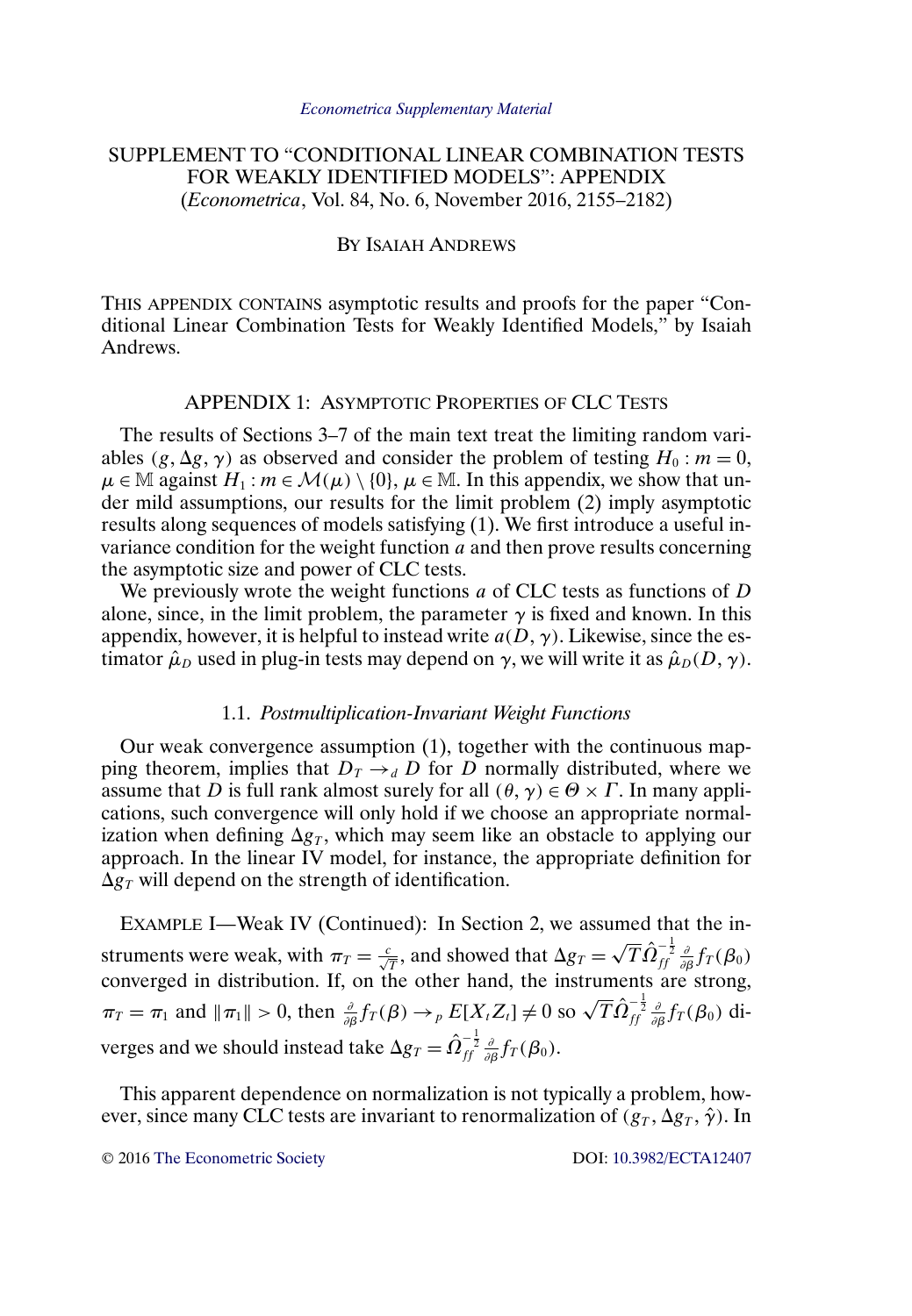*Econometrica Supplementary Material*

# SUPPLEMENT TO "CONDITIONAL LINEAR COMBINATION TESTS FOR WEAKLY IDENTIFIED MODELS": APPENDIX

(*Econometrica*, Vol. 84, No. 6, November 2016, 2155–2182)

BY ISAIAH ANDREWS

THIS APPENDIX CONTAINS asymptotic results and proofs for the paper "Conditional Linear Combination Tests for Weakly Identified Models," by Isaiah Andrews.

## APPENDIX 1: ASYMPTOTIC PROPERTIES OF CLC TESTS

The results of Sections 3–7 of the main text treat the limiting random variables $(g, \Delta g, \gamma)$ as observed and consider the problem of testing $H_0 : m = 0$, $\mu \in \mathbb{M}$ against $H_1 : m \in \mathcal{M}(\mu) \setminus \{0\}$, $\mu \in \mathbb{M}$. In this appendix, we show that under mild assumptions, our results for the limit problem (2) imply asymptotic results along sequences of models satisfying (1). We first introduce a useful invariance condition for the weight function $a$ and then prove results concerning the asymptotic size and power of CLC tests.

We previously wrote the weight functions $a$ of CLC tests as functions of $D$ alone, since, in the limit problem, the parameter $\gamma$ is fixed and known. In this appendix, however, it is helpful to instead write $a(D, \gamma)$. Likewise, since the estimator $\hat{\mu}_D$ used in plug-in tests may depend on $\gamma$, we will write it as $\hat{\mu}_D(D, \gamma)$.

### 1.1. *Postmultiplication-Invariant Weight Functions*

Our weak convergence assumption (1), together with the continuous mapping theorem, implies that $D_T \to_d D$ for $D$ normally distributed, where we assume that $D$ is full rank almost surely for all $(\theta, \gamma) \in \Theta \times \Gamma$. In many applications, such convergence will only hold if we choose an appropriate normalization when defining $\Delta g_T$, which may seem like an obstacle to applying our approach. In the linear IV model, for instance, the appropriate definition for $\Delta g_T$ will depend on the strength of identification.

EXAMPLE I—Weak IV (Continued): In Section 2, we assumed that the instruments were weak, with $\pi_T = \frac{c}{\sqrt{T}}$, and showed that $\Delta g_T = \sqrt{T}\hat{\Omega}_{ff}^{-\frac{1}{2}} \frac{\partial}{\partial \beta} f_T(\beta_0)$ converged in distribution. If, on the other hand, the instruments are strong, $\pi_T = \pi_1$ and $\|\pi_1\| > 0$, then $\frac{\partial}{\partial \beta} f_T(\beta) \to_p E[X_t Z_t] \neq 0$ so $\sqrt{T}\hat{\Omega}_{ff}^{-\frac{1}{2}} \frac{\partial}{\partial \beta} f_T(\beta_0)$ diverges and we should instead take $\Delta g_T = \hat{\Omega}_{ff}^{-\frac{1}{2}} \frac{\partial}{\partial \beta} f_T(\beta_0)$.

This apparent dependence on normalization is not typically a problem, however, since many CLC tests are invariant to renormalization of $(g_T, \Delta g_T, \hat{\gamma})$. In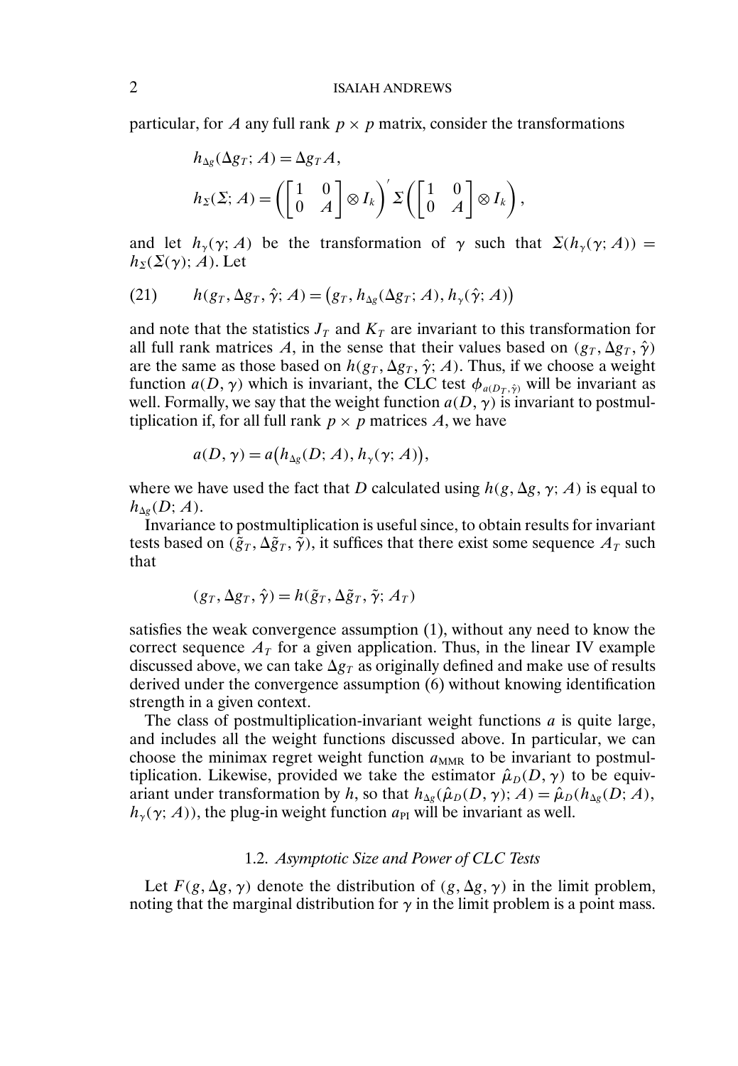particular, for $A$ any full rank $p \times p$ matrix, consider the transformations

$$h_{\Delta g}(\Delta g_T; A) = \Delta g_T A,$$

$$h_\Sigma(\Sigma; A) = \left( \begin{bmatrix} 1 & 0 \\ 0 & A \end{bmatrix} \otimes I_k \right)' \Sigma \left( \begin{bmatrix} 1 & 0 \\ 0 & A \end{bmatrix} \otimes I_k \right),$$

and let $h_\gamma(\gamma; A)$ be the transformation of $\gamma$ such that $\Sigma(h_\gamma(\gamma; A)) = h_\Sigma(\Sigma(\gamma); A)$. Let

$$h(g_T, \Delta g_T, \hat{\gamma}; A) = \big(g_T, h_{\Delta g}(\Delta g_T; A), h_\gamma(\hat{\gamma}; A)\big) \tag{21}$$

and note that the statistics $J_T$ and $K_T$ are invariant to this transformation for all full rank matrices $A$, in the sense that their values based on $(g_T, \Delta g_T, \hat{\gamma})$ are the same as those based on $h(g_T, \Delta g_T, \hat{\gamma}; A)$. Thus, if we choose a weight function $a(D, \gamma)$ which is invariant, the CLC test $\phi_{a(D_T, \hat{\gamma})}$ will be invariant as well. Formally, we say that the weight function $a(D, \gamma)$ is invariant to postmultiplication if, for all full rank $p \times p$ matrices $A$, we have

$$a(D, \gamma) = a\big(h_{\Delta g}(D; A), h_\gamma(\gamma; A)\big),$$

where we have used the fact that $D$ calculated using $h(g, \Delta g, \gamma; A)$ is equal to $h_{\Delta g}(D; A)$.

Invariance to postmultiplication is useful since, to obtain results for invariant tests based on $(\tilde{g}_T, \Delta \tilde{g}_T, \tilde{\gamma})$, it suffices that there exist some sequence $A_T$ such that

$$(g_T, \Delta g_T, \hat{\gamma}) = h(\tilde{g}_T, \Delta \tilde{g}_T, \tilde{\gamma}; A_T)$$

satisfies the weak convergence assumption (1), without any need to know the correct sequence $A_T$ for a given application. Thus, in the linear IV example discussed above, we can take $\Delta g_T$ as originally defined and make use of results derived under the convergence assumption (6) without knowing identification strength in a given context.

The class of postmultiplication-invariant weight functions $a$ is quite large, and includes all the weight functions discussed above. In particular, we can choose the minimax regret weight function $a_{\text{MMR}}$ to be invariant to postmultiplication. Likewise, provided we take the estimator $\hat{\mu}_D(D, \gamma)$ to be equivariant under transformation by $h$, so that $h_{\Delta g}(\hat{\mu}_D(D, \gamma); A) = \hat{\mu}_D(h_{\Delta g}(D; A), h_\gamma(\gamma; A))$, the plug-in weight function $a_{\text{PI}}$ will be invariant as well.

### 1.2. *Asymptotic Size and Power of CLC Tests*

Let $F(g, \Delta g, \gamma)$ denote the distribution of $(g, \Delta g, \gamma)$ in the limit problem, noting that the marginal distribution for $\gamma$ in the limit problem is a point mass.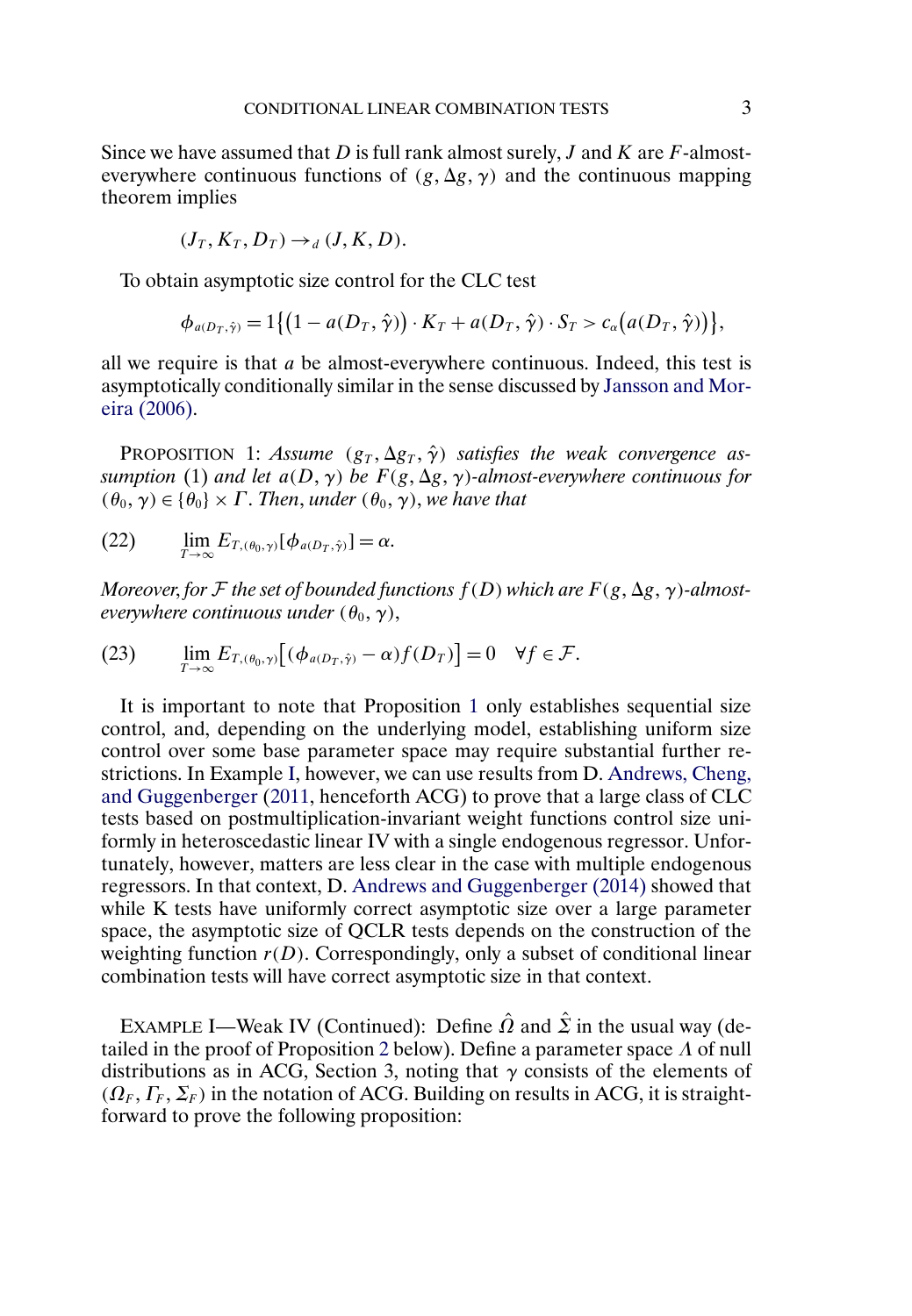Since we have assumed that $D$ is full rank almost surely, $J$ and $K$ are $F$-almost-everywhere continuous functions of $(g, \Delta g, \gamma)$ and the continuous mapping theorem implies

$$(J_T, K_T, D_T) \to_d (J, K, D).$$

To obtain asymptotic size control for the CLC test

$$\phi_{a(D_T,\hat{\gamma})} = 1\{(1 - a(D_T, \hat{\gamma})) \cdot K_T + a(D_T, \hat{\gamma}) \cdot S_T > c_\alpha(a(D_T, \hat{\gamma}))\},$$

all we require is that $a$ be almost-everywhere continuous. Indeed, this test is asymptotically conditionally similar in the sense discussed by Jansson and Moreira (2006).

PROPOSITION 1: *Assume $(g_T, \Delta g_T, \hat{\gamma})$ satisfies the weak convergence assumption* (1) *and let $a(D, \gamma)$ be $F(g, \Delta g, \gamma)$-almost-everywhere continuous for $(\theta_0, \gamma) \in \{\theta_0\} \times \Gamma$. Then, under $(\theta_0, \gamma)$, we have that*

$$\lim_{T\to\infty} E_{T,(\theta_0,\gamma)}[\phi_{a(D_T,\hat{\gamma})}] = \alpha. \tag{22}$$

*Moreover, for $\mathcal{F}$ the set of bounded functions $f(D)$ which are $F(g, \Delta g, \gamma)$-almost-everywhere continuous under $(\theta_0, \gamma)$,*

$$\lim_{T\to\infty} E_{T,(\theta_0,\gamma)}\big[(\phi_{a(D_T,\hat{\gamma})} - \alpha) f(D_T)\big] = 0 \quad \forall f \in \mathcal{F}. \tag{23}$$

It is important to note that Proposition 1 only establishes sequential size control, and, depending on the underlying model, establishing uniform size control over some base parameter space may require substantial further restrictions. In Example I, however, we can use results from D. Andrews, Cheng, and Guggenberger (2011, henceforth ACG) to prove that a large class of CLC tests based on postmultiplication-invariant weight functions control size uniformly in heteroscedastic linear IV with a single endogenous regressor. Unfortunately, however, matters are less clear in the case with multiple endogenous regressors. In that context, D. Andrews and Guggenberger (2014) showed that while K tests have uniformly correct asymptotic size over a large parameter space, the asymptotic size of QCLR tests depends on the construction of the weighting function $r(D)$. Correspondingly, only a subset of conditional linear combination tests will have correct asymptotic size in that context.

EXAMPLE I—Weak IV (Continued): Define $\hat{\Omega}$ and $\hat{\Sigma}$ in the usual way (detailed in the proof of Proposition 2 below). Define a parameter space $\Lambda$ of null distributions as in ACG, Section 3, noting that $\gamma$ consists of the elements of $(\Omega_F, \Gamma_F, \Sigma_F)$ in the notation of ACG. Building on results in ACG, it is straightforward to prove the following proposition: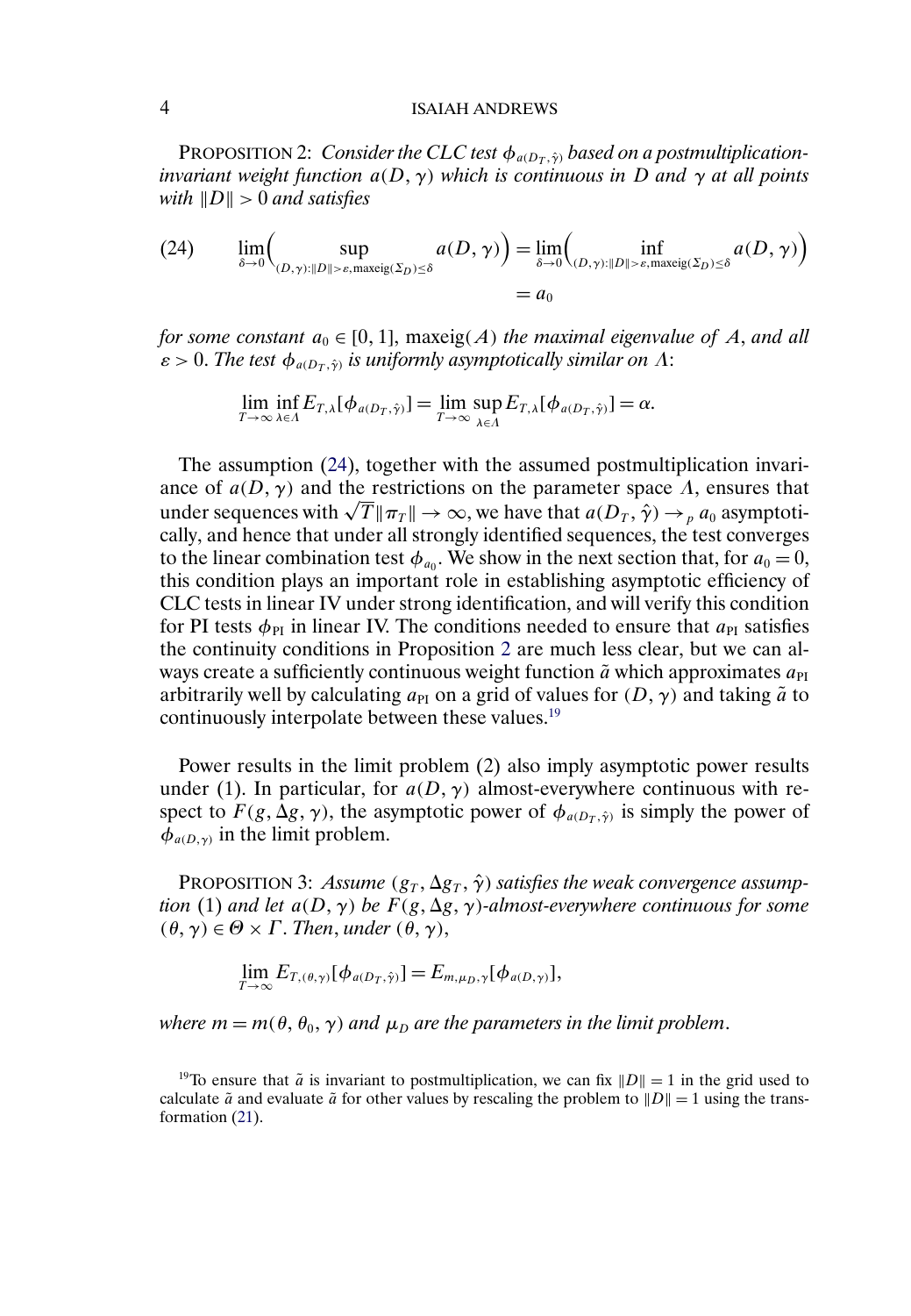PROPOSITION 2: *Consider the CLC test $\phi_{a(D_T,\hat{\gamma})}$ based on a postmultiplication-invariant weight function $a(D,\gamma)$ which is continuous in $D$ and $\gamma$ at all points with $\|D\| > 0$ and satisfies*

$$\lim_{\delta \to 0}\Big(\sup_{(D,\gamma):\|D\|>\varepsilon,\mathrm{maxeig}(\Sigma_D)\leq\delta} a(D,\gamma)\Big) = \lim_{\delta \to 0}\Big(\inf_{(D,\gamma):\|D\|>\varepsilon,\mathrm{maxeig}(\Sigma_D)\leq\delta} a(D,\gamma)\Big) = a_0 \tag{24}$$

*for some constant $a_0 \in [0,1]$, $\mathrm{maxeig}(A)$ the maximal eigenvalue of $A$, and all $\varepsilon > 0$. The test $\phi_{a(D_T,\hat{\gamma})}$ is uniformly asymptotically similar on $\Lambda$:*

$$\lim_{T\to\infty} \inf_{\lambda \in \Lambda} E_{T,\lambda}[\phi_{a(D_T,\hat{\gamma})}] = \lim_{T\to\infty} \sup_{\lambda\in\Lambda} E_{T,\lambda}[\phi_{a(D_T,\hat{\gamma})}] = \alpha.$$

The assumption (24), together with the assumed postmultiplication invariance of $a(D,\gamma)$ and the restrictions on the parameter space $\Lambda$, ensures that under sequences with $\sqrt{T}\|\pi_T\| \to \infty$, we have that $a(D_T,\hat{\gamma}) \to_p a_0$ asymptotically, and hence that under all strongly identified sequences, the test converges to the linear combination test $\phi_{a_0}$. We show in the next section that, for $a_0 = 0$, this condition plays an important role in establishing asymptotic efficiency of CLC tests in linear IV under strong identification, and will verify this condition for PI tests $\phi_{\mathrm{PI}}$ in linear IV. The conditions needed to ensure that $a_{\mathrm{PI}}$ satisfies the continuity conditions in Proposition 2 are much less clear, but we can always create a sufficiently continuous weight function $\tilde{a}$ which approximates $a_{\mathrm{PI}}$ arbitrarily well by calculating $a_{\mathrm{PI}}$ on a grid of values for $(D,\gamma)$ and taking $\tilde{a}$ to continuously interpolate between these values.[19]

Power results in the limit problem (2) also imply asymptotic power results under (1). In particular, for $a(D,\gamma)$ almost-everywhere continuous with respect to $F(g,\Delta g,\gamma)$, the asymptotic power of $\phi_{a(D_T,\hat{\gamma})}$ is simply the power of $\phi_{a(D,\gamma)}$ in the limit problem.

PROPOSITION 3: *Assume $(g_T,\Delta g_T,\hat{\gamma})$ satisfies the weak convergence assumption (1) and let $a(D,\gamma)$ be $F(g,\Delta g,\gamma)$-almost-everywhere continuous for some $(\theta,\gamma) \in \Theta \times \Gamma$. Then, under $(\theta,\gamma)$,*

$$\lim_{T\to\infty} E_{T,(\theta,\gamma)}[\phi_{a(D_T,\hat{\gamma})}] = E_{m,\mu_D,\gamma}[\phi_{a(D,\gamma)}],$$

*where $m = m(\theta,\theta_0,\gamma)$ and $\mu_D$ are the parameters in the limit problem.*

[19]To ensure that $\tilde{a}$ is invariant to postmultiplication, we can fix $\|D\| = 1$ in the grid used to calculate $\tilde{a}$ and evaluate $\tilde{a}$ for other values by rescaling the problem to $\|D\| = 1$ using the transformation (21).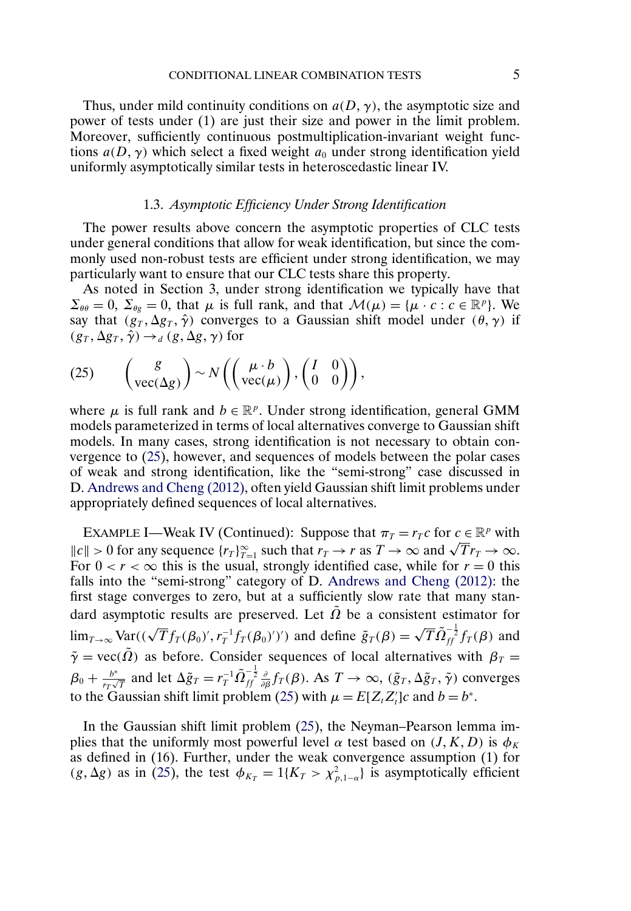Thus, under mild continuity conditions on $a(D, \gamma)$, the asymptotic size and power of tests under (1) are just their size and power in the limit problem. Moreover, sufficiently continuous postmultiplication-invariant weight functions $a(D, \gamma)$ which select a fixed weight $a_0$ under strong identification yield uniformly asymptotically similar tests in heteroscedastic linear IV.

### 1.3. *Asymptotic Efficiency Under Strong Identification*

The power results above concern the asymptotic properties of CLC tests under general conditions that allow for weak identification, but since the commonly used non-robust tests are efficient under strong identification, we may particularly want to ensure that our CLC tests share this property.

As noted in Section 3, under strong identification we typically have that $\Sigma_{\theta\theta} = 0$, $\Sigma_{\theta g} = 0$, that $\mu$ is full rank, and that $\mathcal{M}(\mu) = \{\mu \cdot c : c \in \mathbb{R}^p\}$. We say that $(g_T, \Delta g_T, \hat{\gamma})$ converges to a Gaussian shift model under $(\theta, \gamma)$ if $(g_T, \Delta g_T, \hat{\gamma}) \to_d (g, \Delta g, \gamma)$ for

$$\begin{pmatrix} g \\ \mathrm{vec}(\Delta g) \end{pmatrix} \sim N\left( \begin{pmatrix} \mu \cdot b \\ \mathrm{vec}(\mu) \end{pmatrix}, \begin{pmatrix} I & 0 \\ 0 & 0 \end{pmatrix} \right), \tag{25}$$

where $\mu$ is full rank and $b \in \mathbb{R}^p$. Under strong identification, general GMM models parameterized in terms of local alternatives converge to Gaussian shift models. In many cases, strong identification is not necessary to obtain convergence to (25), however, and sequences of models between the polar cases of weak and strong identification, like the "semi-strong" case discussed in D. Andrews and Cheng (2012), often yield Gaussian shift limit problems under appropriately defined sequences of local alternatives.

EXAMPLE I—Weak IV (Continued): Suppose that $\pi_T = r_T c$ for $c \in \mathbb{R}^p$ with $\|c\| > 0$ for any sequence $\{r_T\}_{T=1}^{\infty}$ such that $r_T \to r$ as $T \to \infty$ and $\sqrt{T} r_T \to \infty$. For $0 < r < \infty$ this is the usual, strongly identified case, while for $r = 0$ this falls into the "semi-strong" category of D. Andrews and Cheng (2012): the first stage converges to zero, but at a sufficiently slow rate that many standard asymptotic results are preserved. Let $\tilde{\Omega}$ be a consistent estimator for $\lim_{T\to\infty} \mathrm{Var}((\sqrt{T} f_T(\beta_0)', r_T^{-1} f_T(\beta_0)')')$ and define $\tilde{g}_T(\beta) = \sqrt{T} \tilde{\Omega}_{ff}^{-\frac{1}{2}} f_T(\beta)$ and $\tilde{\gamma} = \mathrm{vec}(\tilde{\Omega})$ as before. Consider sequences of local alternatives with $\beta_T = \beta_0 + \frac{b^*}{r_T \sqrt{T}}$ and let $\Delta \tilde{g}_T = r_T^{-1} \tilde{\Omega}_{ff}^{-\frac{1}{2}} \frac{\partial}{\partial \beta} f_T(\beta)$. As $T \to \infty$, $(\tilde{g}_T, \Delta \tilde{g}_T, \tilde{\gamma})$ converges to the Gaussian shift limit problem (25) with $\mu = E[Z_t Z_t']c$ and $b = b^*$.

In the Gaussian shift limit problem (25), the Neyman–Pearson lemma implies that the uniformly most powerful level $\alpha$ test based on $(J, K, D)$ is $\phi_K$ as defined in (16). Further, under the weak convergence assumption (1) for $(g, \Delta g)$ as in (25), the test $\phi_{K_T} = 1\{K_T > \chi^2_{p,1-\alpha}\}$ is asymptotically efficient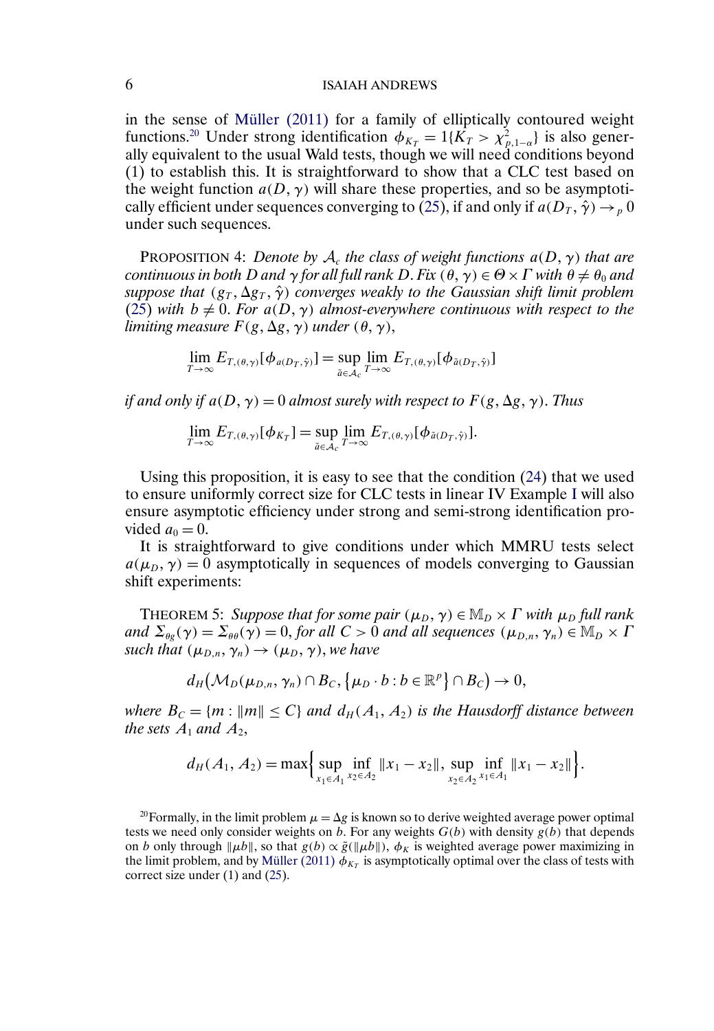in the sense of Müller (2011) for a family of elliptically contoured weight functions.[20] Under strong identification $\phi_{K_T} = 1\{K_T > \chi^2_{p,1-\alpha}\}$ is also generally equivalent to the usual Wald tests, though we will need conditions beyond (1) to establish this. It is straightforward to show that a CLC test based on the weight function $a(D, \gamma)$ will share these properties, and so be asymptotically efficient under sequences converging to (25), if and only if $a(D_T, \hat{\gamma}) \to_p 0$ under such sequences.

PROPOSITION 4: *Denote by $\mathcal{A}_c$ the class of weight functions $a(D, \gamma)$ that are continuous in both $D$ and $\gamma$ for all full rank $D$. Fix $(\theta, \gamma) \in \Theta \times \Gamma$ with $\theta \neq \theta_0$ and suppose that $(g_T, \Delta g_T, \hat{\gamma})$ converges weakly to the Gaussian shift limit problem (25) with $b \neq 0$. For $a(D, \gamma)$ almost-everywhere continuous with respect to the limiting measure $F(g, \Delta g, \gamma)$ under $(\theta, \gamma)$,*

$$\lim_{T\to\infty} E_{T,(\theta,\gamma)}[\phi_{a(D_T,\hat{\gamma})}] = \sup_{\tilde{a}\in\mathcal{A}_c} \lim_{T\to\infty} E_{T,(\theta,\gamma)}[\phi_{\tilde{a}(D_T,\hat{\gamma})}]$$

*if and only if $a(D, \gamma) = 0$ almost surely with respect to $F(g, \Delta g, \gamma)$. Thus*

$$\lim_{T\to\infty} E_{T,(\theta,\gamma)}[\phi_{K_T}] = \sup_{\tilde{a}\in\mathcal{A}_c} \lim_{T\to\infty} E_{T,(\theta,\gamma)}[\phi_{\tilde{a}(D_T,\hat{\gamma})}].$$

Using this proposition, it is easy to see that the condition (24) that we used to ensure uniformly correct size for CLC tests in linear IV Example I will also ensure asymptotic efficiency under strong and semi-strong identification provided $a_0 = 0$.

It is straightforward to give conditions under which MMRU tests select $a(\mu_D, \gamma) = 0$ asymptotically in sequences of models converging to Gaussian shift experiments:

THEOREM 5: *Suppose that for some pair $(\mu_D, \gamma) \in \mathbb{M}_D \times \Gamma$ with $\mu_D$ full rank and $\Sigma_{\theta g}(\gamma) = \Sigma_{\theta\theta}(\gamma) = 0$, for all $C > 0$ and all sequences $(\mu_{D,n}, \gamma_n) \in \mathbb{M}_D \times \Gamma$ such that $(\mu_{D,n}, \gamma_n) \to (\mu_D, \gamma)$, we have*

$$d_H\big(\mathcal{M}_D(\mu_{D,n}, \gamma_n) \cap B_C, \{\mu_D \cdot b : b \in \mathbb{R}^p\} \cap B_C\big) \to 0,$$

*where $B_C = \{m : \|m\| \leq C\}$ and $d_H(A_1, A_2)$ is the Hausdorff distance between the sets $A_1$ and $A_2$,*

$$d_H(A_1, A_2) = \max\Big\{\sup_{x_1\in A_1} \inf_{x_2\in A_2} \|x_1 - x_2\|, \sup_{x_2\in A_2} \inf_{x_1\in A_1} \|x_1 - x_2\|\Big\}.$$

[20] Formally, in the limit problem $\mu = \Delta g$ is known so to derive weighted average power optimal tests we need only consider weights on $b$. For any weights $G(b)$ with density $g(b)$ that depends on $b$ only through $\|\mu b\|$, so that $g(b) \propto \tilde{g}(\|\mu b\|)$, $\phi_K$ is weighted average power maximizing in the limit problem, and by Müller (2011) $\phi_{K_T}$ is asymptotically optimal over the class of tests with correct size under (1) and (25).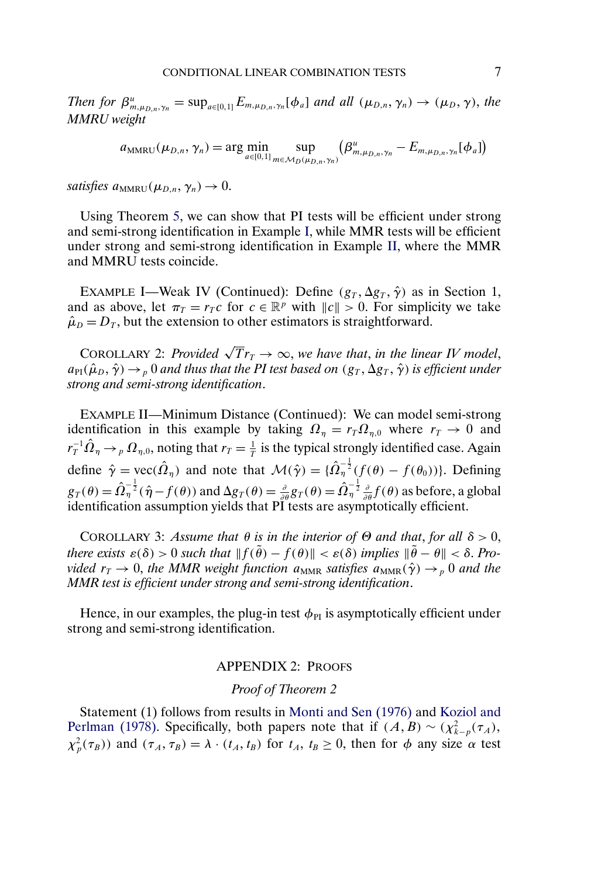*Then for* $\beta^u_{m,\mu_{D,n},\gamma_n} = \sup_{a\in[0,1]} E_{m,\mu_{D,n},\gamma_n}[\phi_a]$ *and all* $(\mu_{D,n}, \gamma_n) \to (\mu_D, \gamma)$, *the MMRU weight*

$$a_{\mathrm{MMRU}}(\mu_{D,n}, \gamma_n) = \arg\min_{a\in[0,1]} \sup_{m\in\mathcal{M}_D(\mu_{D,n},\gamma_n)} \left(\beta^u_{m,\mu_{D,n},\gamma_n} - E_{m,\mu_{D,n},\gamma_n}[\phi_a]\right)$$

*satisfies* $a_{\mathrm{MMRU}}(\mu_{D,n}, \gamma_n) \to 0$.

Using Theorem 5, we can show that PI tests will be efficient under strong and semi-strong identification in Example I, while MMR tests will be efficient under strong and semi-strong identification in Example II, where the MMR and MMRU tests coincide.

EXAMPLE I—Weak IV (Continued): Define $(g_T, \Delta g_T, \hat{\gamma})$ as in Section 1, and as above, let $\pi_T = r_T c$ for $c \in \mathbb{R}^p$ with $\|c\| > 0$. For simplicity we take $\hat{\mu}_D = D_T$, but the extension to other estimators is straightforward.

COROLLARY 2: *Provided* $\sqrt{T} r_T \to \infty$, *we have that, in the linear IV model,* $a_{\mathrm{PI}}(\hat{\mu}_D, \hat{\gamma}) \to_p 0$ *and thus that the PI test based on* $(g_T, \Delta g_T, \hat{\gamma})$ *is efficient under strong and semi-strong identification.*

EXAMPLE II—Minimum Distance (Continued): We can model semi-strong identification in this example by taking $\Omega_\eta = r_T \Omega_{\eta,0}$ where $r_T \to 0$ and $r_T^{-1}\hat{\Omega}_\eta \to_p \Omega_{\eta,0}$, noting that $r_T = \frac{1}{T}$ is the typical strongly identified case. Again define $\hat{\gamma} = \mathrm{vec}(\hat{\Omega}_\eta)$ and note that $\mathcal{M}(\hat{\gamma}) = \{\hat{\Omega}_\eta^{-\frac{1}{2}}(f(\theta) - f(\theta_0))\}$. Defining $g_T(\theta) = \hat{\Omega}_\eta^{-\frac{1}{2}}(\hat{\eta} - f(\theta))$ and $\Delta g_T(\theta) = \frac{\partial}{\partial\theta} g_T(\theta) = \hat{\Omega}_\eta^{-\frac{1}{2}} \frac{\partial}{\partial\theta} f(\theta)$ as before, a global identification assumption yields that PI tests are asymptotically efficient.

COROLLARY 3: *Assume that* $\theta$ *is in the interior of* $\Theta$ *and that, for all* $\delta > 0$, *there exists* $\varepsilon(\delta) > 0$ *such that* $\|f(\tilde{\theta}) - f(\theta)\| < \varepsilon(\delta)$ *implies* $\|\tilde{\theta} - \theta\| < \delta$. *Provided* $r_T \to 0$, *the MMR weight function* $a_{\mathrm{MMR}}$ *satisfies* $a_{\mathrm{MMR}}(\hat{\gamma}) \to_p 0$ *and the MMR test is efficient under strong and semi-strong identification.*

Hence, in our examples, the plug-in test $\phi_{\mathrm{PI}}$ is asymptotically efficient under strong and semi-strong identification.

## APPENDIX 2: PROOFS

### *Proof of Theorem 2*

Statement (1) follows from results in Monti and Sen (1976) and Koziol and Perlman (1978). Specifically, both papers note that if $(A, B) \sim (\chi^2_{k-p}(\tau_A), \chi^2_p(\tau_B))$ and $(\tau_A, \tau_B) = \lambda \cdot (t_A, t_B)$ for $t_A, t_B \geq 0$, then for $\phi$ any size $\alpha$ test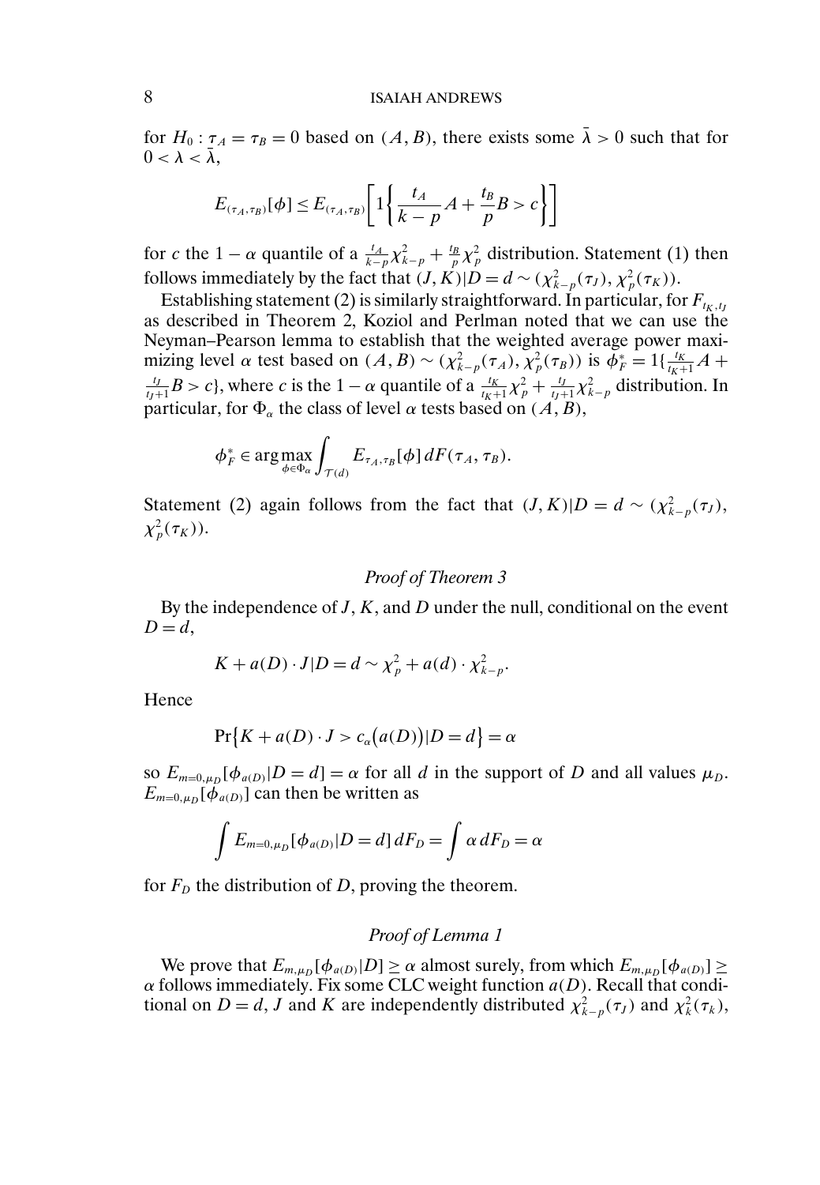for $H_0 : \tau_A = \tau_B = 0$ based on $(A, B)$, there exists some $\bar{\lambda} > 0$ such that for $0 < \lambda < \bar{\lambda}$,

$$E_{(\tau_A,\tau_B)}[\phi] \le E_{(\tau_A,\tau_B)}\left[1\left\{\frac{t_A}{k-p}A + \frac{t_B}{p}B > c\right\}\right]$$

for $c$ the $1-\alpha$ quantile of a $\frac{t_A}{k-p}\chi^2_{k-p} + \frac{t_B}{p}\chi^2_p$ distribution. Statement (1) then follows immediately by the fact that $(J, K)|D = d \sim (\chi^2_{k-p}(\tau_J), \chi^2_p(\tau_K))$.

Establishing statement (2) is similarly straightforward. In particular, for $F_{t_K,t_J}$ as described in Theorem 2, Koziol and Perlman noted that we can use the Neyman–Pearson lemma to establish that the weighted average power maximizing level $\alpha$ test based on $(A, B) \sim (\chi^2_{k-p}(\tau_A), \chi^2_p(\tau_B))$ is $\phi^*_F = 1\{\frac{t_K}{t_K+1}A + \frac{t_J}{t_J+1}B > c\}$, where $c$ is the $1-\alpha$ quantile of a $\frac{t_K}{t_K+1}\chi^2_p + \frac{t_J}{t_J+1}\chi^2_{k-p}$ distribution. In particular, for $\Phi_\alpha$ the class of level $\alpha$ tests based on $(A, B)$,

$$\phi^*_F \in \arg\max_{\phi\in\Phi_\alpha} \int_{\mathcal{T}(d)} E_{\tau_A,\tau_B}[\phi]\, dF(\tau_A, \tau_B).$$

Statement (2) again follows from the fact that $(J, K)|D = d \sim (\chi^2_{k-p}(\tau_J), \chi^2_p(\tau_K))$.

### *Proof of Theorem 3*

By the independence of $J$, $K$, and $D$ under the null, conditional on the event $D = d$,

$$K + a(D)\cdot J|D = d \sim \chi^2_p + a(d)\cdot \chi^2_{k-p}.$$

Hence

$$\Pr\{K + a(D)\cdot J > c_\alpha(a(D))|D = d\} = \alpha$$

so $E_{m=0,\mu_D}[\phi_{a(D)}|D = d] = \alpha$ for all $d$ in the support of $D$ and all values $\mu_D$. $E_{m=0,\mu_D}[\phi_{a(D)}]$ can then be written as

$$\int E_{m=0,\mu_D}[\phi_{a(D)}|D = d]\, dF_D = \int \alpha\, dF_D = \alpha$$

for $F_D$ the distribution of $D$, proving the theorem.

### *Proof of Lemma 1*

We prove that $E_{m,\mu_D}[\phi_{a(D)}|D] \ge \alpha$ almost surely, from which $E_{m,\mu_D}[\phi_{a(D)}] \ge \alpha$ follows immediately. Fix some CLC weight function $a(D)$. Recall that conditional on $D = d$, $J$ and $K$ are independently distributed $\chi^2_{k-p}(\tau_J)$ and $\chi^2_k(\tau_k)$,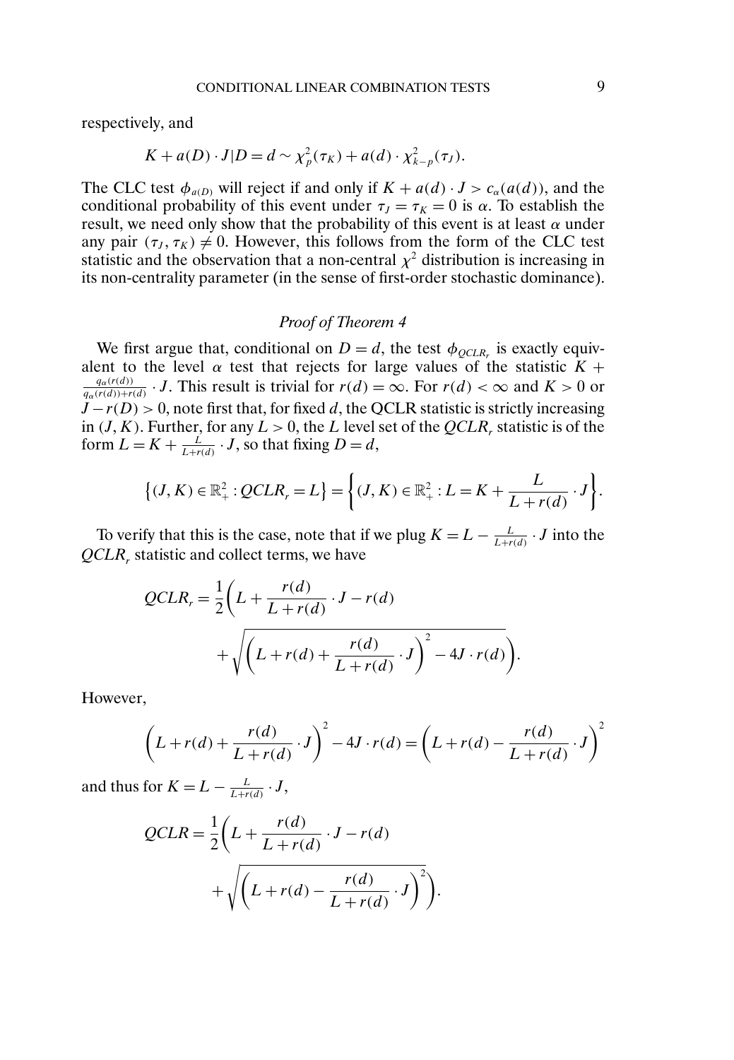respectively, and

$$K + a(D) \cdot J | D = d \sim \chi^2_p(\tau_K) + a(d) \cdot \chi^2_{k-p}(\tau_J).$$

The CLC test $\phi_{a(D)}$ will reject if and only if $K + a(d) \cdot J > c_\alpha(a(d))$, and the conditional probability of this event under $\tau_J = \tau_K = 0$ is $\alpha$. To establish the result, we need only show that the probability of this event is at least $\alpha$ under any pair $(\tau_J, \tau_K) \neq 0$. However, this follows from the form of the CLC test statistic and the observation that a non-central $\chi^2$ distribution is increasing in its non-centrality parameter (in the sense of first-order stochastic dominance).

### *Proof of Theorem 4*

We first argue that, conditional on $D = d$, the test $\phi_{QCLR_r}$ is exactly equivalent to the level $\alpha$ test that rejects for large values of the statistic $K + \frac{q_\alpha(r(d))}{q_\alpha(r(d)) + r(d)} \cdot J$. This result is trivial for $r(d) = \infty$. For $r(d) < \infty$ and $K > 0$ or $J - r(D) > 0$, note first that, for fixed $d$, the QCLR statistic is strictly increasing in $(J, K)$. Further, for any $L > 0$, the $L$ level set of the $QCLR_r$ statistic is of the form $L = K + \frac{L}{L + r(d)} \cdot J$, so that fixing $D = d$,

$$\left\{(J, K) \in \mathbb{R}^2_+ : QCLR_r = L\right\} = \left\{(J, K) \in \mathbb{R}^2_+ : L = K + \frac{L}{L + r(d)} \cdot J\right\}.$$

To verify that this is the case, note that if we plug $K = L - \frac{L}{L + r(d)} \cdot J$ into the $QCLR_r$ statistic and collect terms, we have

$$QCLR_r = \frac{1}{2}\left(L + \frac{r(d)}{L + r(d)} \cdot J - r(d) + \sqrt{\left(L + r(d) + \frac{r(d)}{L + r(d)} \cdot J\right)^2 - 4J \cdot r(d)}\right).$$

However,

$$\left(L + r(d) + \frac{r(d)}{L + r(d)} \cdot J\right)^2 - 4J \cdot r(d) = \left(L + r(d) - \frac{r(d)}{L + r(d)} \cdot J\right)^2$$

and thus for $K = L - \frac{L}{L + r(d)} \cdot J$,

$$QCLR = \frac{1}{2}\left(L + \frac{r(d)}{L + r(d)} \cdot J - r(d) + \sqrt{\left(L + r(d) - \frac{r(d)}{L + r(d)} \cdot J\right)^2}\right).$$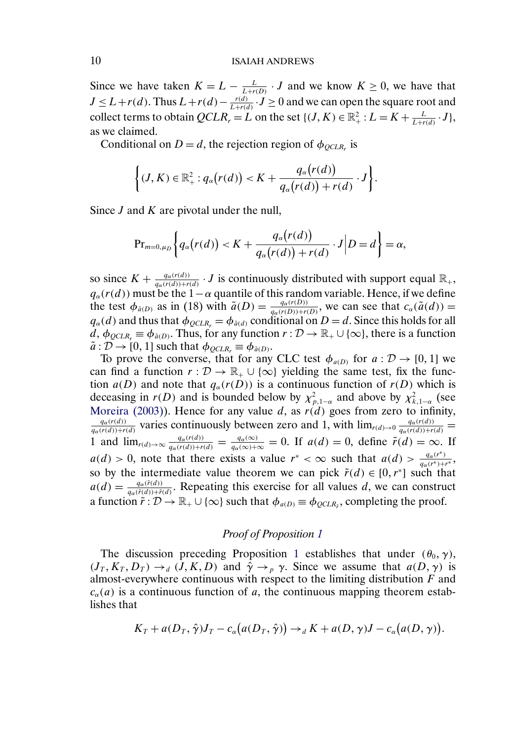Since we have taken $K = L - \frac{L}{L+r(D)} \cdot J$ and we know $K \geq 0$, we have that $J \leq L + r(d)$. Thus $L + r(d) - \frac{r(d)}{L+r(d)} \cdot J \geq 0$ and we can open the square root and collect terms to obtain $QCLR_r = L$ on the set $\{(J, K) \in \mathbb{R}_+^2 : L = K + \frac{L}{L+r(d)} \cdot J\}$, as we claimed.

Conditional on $D = d$, the rejection region of $\phi_{QCLR_r}$ is

$$\left\{(J, K) \in \mathbb{R}_+^2 : q_\alpha\big(r(d)\big) < K + \frac{q_\alpha\big(r(d)\big)}{q_\alpha\big(r(d)\big) + r(d)} \cdot J\right\}.$$

Since $J$ and $K$ are pivotal under the null,

$$\Pr_{m=0,\mu_D}\left\{q_\alpha\big(r(d)\big) < K + \frac{q_\alpha\big(r(d)\big)}{q_\alpha\big(r(d)\big) + r(d)} \cdot J \,\Big|\, D = d\right\} = \alpha,$$

so since $K + \frac{q_\alpha(r(d))}{q_\alpha(r(d))+r(d)} \cdot J$ is continuously distributed with support equal $\mathbb{R}_+$, $q_\alpha(r(d))$ must be the $1-\alpha$ quantile of this random variable. Hence, if we define the test $\phi_{\tilde{a}(D)}$ as in (18) with $\tilde{a}(D) = \frac{q_\alpha(r(D))}{q_\alpha(r(D))+r(D)}$, we can see that $c_\alpha(\tilde{a}(d)) = q_\alpha(d)$ and thus that $\phi_{QCLR_r} = \phi_{\tilde{a}(d)}$ conditional on $D = d$. Since this holds for all $d$, $\phi_{QCLR_r} \equiv \phi_{\tilde{a}(D)}$. Thus, for any function $r : \mathcal{D} \to \mathbb{R}_+ \cup \{\infty\}$, there is a function $\tilde{a} : \mathcal{D} \to [0, 1]$ such that $\phi_{QCLR_r} \equiv \phi_{\tilde{a}(D)}$.

To prove the converse, that for any CLC test $\phi_{a(D)}$ for $a : \mathcal{D} \to [0, 1]$ we can find a function $r : \mathcal{D} \to \mathbb{R}_+ \cup \{\infty\}$ yielding the same test, fix the function $a(D)$ and note that $q_\alpha(r(D))$ is a continuous function of $r(D)$ which is deceasing in $r(D)$ and is bounded below by $\chi^2_{p,1-\alpha}$ and above by $\chi^2_{k,1-\alpha}$ (see Moreira (2003)). Hence for any value $d$, as $r(d)$ goes from zero to infinity, $\frac{q_\alpha(r(d))}{q_\alpha(r(d))+r(d)}$ varies continuously between zero and 1, with $\lim_{r(d)\to 0} \frac{q_\alpha(r(d))}{q_\alpha(r(d))+r(d)} = 1$ and $\lim_{r(d)\to\infty} \frac{q_\alpha(r(d))}{q_\alpha(r(d))+r(d)} = \frac{q_\alpha(\infty)}{q_\alpha(\infty)+\infty} = 0$. If $a(d) = 0$, define $\tilde{r}(d) = \infty$. If $a(d) > 0$, note that there exists a value $r^* < \infty$ such that $a(d) > \frac{q_\alpha(r^*)}{q_\alpha(r^*)+r^*}$, so by the intermediate value theorem we can pick $\tilde{r}(d) \in [0, r^*]$ such that $a(d) = \frac{q_\alpha(\tilde{r}(d))}{q_\alpha(\tilde{r}(d))+\tilde{r}(d)}$. Repeating this exercise for all values $d$, we can construct a function $\tilde{r} : \mathcal{D} \to \mathbb{R}_+ \cup \{\infty\}$ such that $\phi_{a(D)} \equiv \phi_{QCLR_{\tilde{r}}}$, completing the proof.

### *Proof of Proposition 1*

The discussion preceding Proposition 1 establishes that under $(\theta_0, \gamma)$, $(J_T, K_T, D_T) \to_d (J, K, D)$ and $\hat{\gamma} \to_p \gamma$. Since we assume that $a(D, \gamma)$ is almost-everywhere continuous with respect to the limiting distribution $F$ and $c_\alpha(a)$ is a continuous function of $a$, the continuous mapping theorem establishes that

$$K_T + a(D_T, \hat{\gamma})J_T - c_\alpha\big(a(D_T, \hat{\gamma})\big) \to_d K + a(D, \gamma)J - c_\alpha\big(a(D, \gamma)\big).$$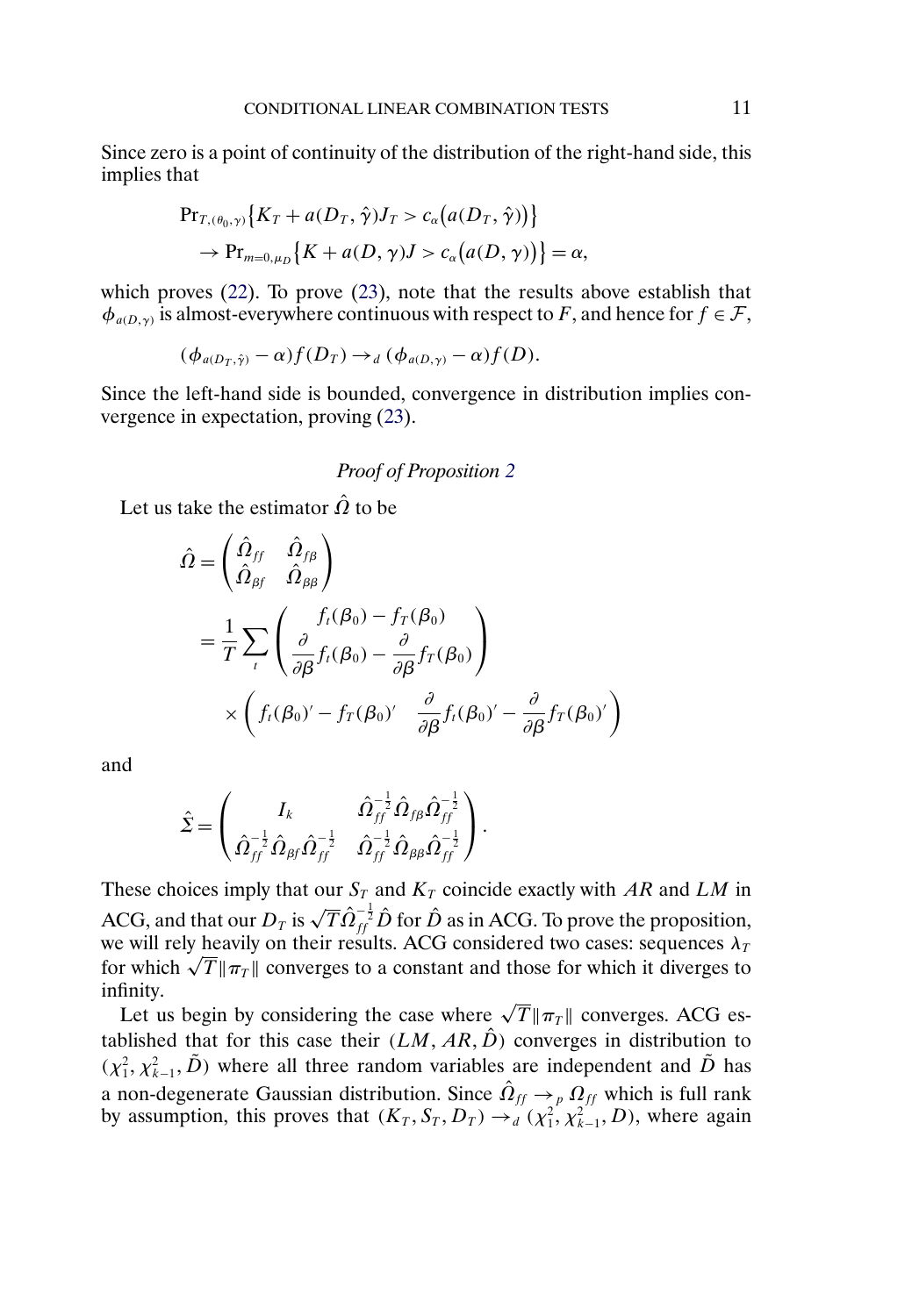Since zero is a point of continuity of the distribution of the right-hand side, this implies that

$$
\begin{aligned}
&\Pr_{T,(\theta_0,\gamma)}\left\{K_T + a(D_T,\hat{\gamma})J_T > c_\alpha\left(a(D_T,\hat{\gamma})\right)\right\} \\
&\quad \to \Pr_{m=0,\mu_D}\left\{K + a(D,\gamma)J > c_\alpha\left(a(D,\gamma)\right)\right\} = \alpha,
\end{aligned}
$$

which proves (22). To prove (23), note that the results above establish that $\phi_{a(D,\gamma)}$ is almost-everywhere continuous with respect to $F$, and hence for $f \in \mathcal{F}$,

$$
(\phi_{a(D_T,\hat{\gamma})} - \alpha) f(D_T) \to_d (\phi_{a(D,\gamma)} - \alpha) f(D).
$$

Since the left-hand side is bounded, convergence in distribution implies convergence in expectation, proving (23).

### *Proof of Proposition 2*

Let us take the estimator $\hat{\Omega}$ to be

$$
\begin{aligned}
\hat{\Omega} &= \begin{pmatrix} \hat{\Omega}_{ff} & \hat{\Omega}_{f\beta} \\ \hat{\Omega}_{\beta f} & \hat{\Omega}_{\beta\beta} \end{pmatrix} \\
&= \frac{1}{T} \sum_t \begin{pmatrix} f_t(\beta_0) - f_T(\beta_0) \\ \dfrac{\partial}{\partial \beta} f_t(\beta_0) - \dfrac{\partial}{\partial \beta} f_T(\beta_0) \end{pmatrix} \\
&\quad \times \begin{pmatrix} f_t(\beta_0)' - f_T(\beta_0)' & \dfrac{\partial}{\partial \beta} f_t(\beta_0)' - \dfrac{\partial}{\partial \beta} f_T(\beta_0)' \end{pmatrix}
\end{aligned}
$$

and

$$
\hat{\Sigma} = \begin{pmatrix} I_k & \hat{\Omega}_{ff}^{-\frac{1}{2}} \hat{\Omega}_{f\beta} \hat{\Omega}_{ff}^{-\frac{1}{2}} \\ \hat{\Omega}_{ff}^{-\frac{1}{2}} \hat{\Omega}_{\beta f} \hat{\Omega}_{ff}^{-\frac{1}{2}} & \hat{\Omega}_{ff}^{-\frac{1}{2}} \hat{\Omega}_{\beta\beta} \hat{\Omega}_{ff}^{-\frac{1}{2}} \end{pmatrix}.
$$

These choices imply that our $S_T$ and $K_T$ coincide exactly with $AR$ and $LM$ in ACG, and that our $D_T$ is $\sqrt{T}\hat{\Omega}_{ff}^{-\frac{1}{2}}\hat{D}$ for $\hat{D}$ as in ACG. To prove the proposition, we will rely heavily on their results. ACG considered two cases: sequences $\lambda_T$ for which $\sqrt{T}\|\pi_T\|$ converges to a constant and those for which it diverges to infinity.

Let us begin by considering the case where $\sqrt{T}\|\pi_T\|$ converges. ACG established that for this case their $(LM, AR, \hat{D})$ converges in distribution to $(\chi_1^2, \chi_{k-1}^2, \tilde{D})$ where all three random variables are independent and $\tilde{D}$ has a non-degenerate Gaussian distribution. Since $\hat{\Omega}_{ff} \to_p \Omega_{ff}$ which is full rank by assumption, this proves that $(K_T, S_T, D_T) \to_d (\chi_1^2, \chi_{k-1}^2, D)$, where again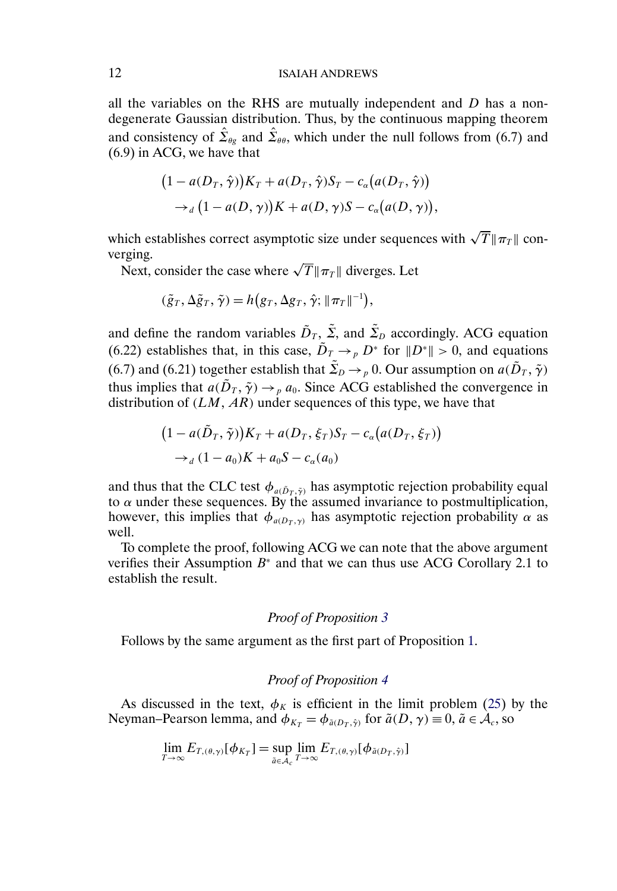all the variables on the RHS are mutually independent and $D$ has a nondegenerate Gaussian distribution. Thus, by the continuous mapping theorem and consistency of $\hat{\Sigma}_{\theta g}$ and $\hat{\Sigma}_{\theta\theta}$, which under the null follows from (6.7) and (6.9) in ACG, we have that

$$
\begin{aligned}
&\big(1 - a(D_T, \hat{\gamma})\big)K_T + a(D_T, \hat{\gamma})S_T - c_\alpha\big(a(D_T, \hat{\gamma})\big) \\
&\quad \to_d \big(1 - a(D, \gamma)\big)K + a(D, \gamma)S - c_\alpha\big(a(D, \gamma)\big),
\end{aligned}
$$

which establishes correct asymptotic size under sequences with $\sqrt{T}\|\pi_T\|$ converging.

Next, consider the case where $\sqrt{T}\|\pi_T\|$ diverges. Let

$$
(\tilde{g}_T, \Delta\tilde{g}_T, \tilde{\gamma}) = h\big(g_T, \Delta g_T, \hat{\gamma}; \|\pi_T\|^{-1}\big),
$$

and define the random variables $\tilde{D}_T$, $\tilde{\Sigma}$, and $\tilde{\Sigma}_D$ accordingly. ACG equation (6.22) establishes that, in this case, $\tilde{D}_T \to_p D^*$ for $\|D^*\| > 0$, and equations (6.7) and (6.21) together establish that $\tilde{\Sigma}_D \to_p 0$. Our assumption on $a(\tilde{D}_T, \tilde{\gamma})$ thus implies that $a(\tilde{D}_T, \tilde{\gamma}) \to_p a_0$. Since ACG established the convergence in distribution of $(LM, AR)$ under sequences of this type, we have that

$$
\begin{aligned}
&\big(1 - a(\tilde{D}_T, \tilde{\gamma})\big)K_T + a(D_T, \xi_T)S_T - c_\alpha\big(a(D_T, \xi_T)\big) \\
&\quad \to_d (1 - a_0)K + a_0 S - c_\alpha(a_0)
\end{aligned}
$$

and thus that the CLC test $\phi_{a(\tilde{D}_T, \tilde{\gamma})}$ has asymptotic rejection probability equal to $\alpha$ under these sequences. By the assumed invariance to postmultiplication, however, this implies that $\phi_{a(D_T, \gamma)}$ has asymptotic rejection probability $\alpha$ as well.

To complete the proof, following ACG we can note that the above argument verifies their Assumption $B^*$ and that we can thus use ACG Corollary 2.1 to establish the result.

*Proof of Proposition 3*

Follows by the same argument as the first part of Proposition 1.

*Proof of Proposition 4*

As discussed in the text, $\phi_K$ is efficient in the limit problem (25) by the Neyman–Pearson lemma, and $\phi_{K_T} = \phi_{\tilde{a}(D_T, \hat{\gamma})}$ for $\tilde{a}(D, \gamma) \equiv 0$, $\tilde{a} \in \mathcal{A}_c$, so

$$
\lim_{T\to\infty} E_{T,(\theta,\gamma)}[\phi_{K_T}] = \sup_{\tilde{a}\in\mathcal{A}_c} \lim_{T\to\infty} E_{T,(\theta,\gamma)}[\phi_{\tilde{a}(D_T,\hat{\gamma})}]
$$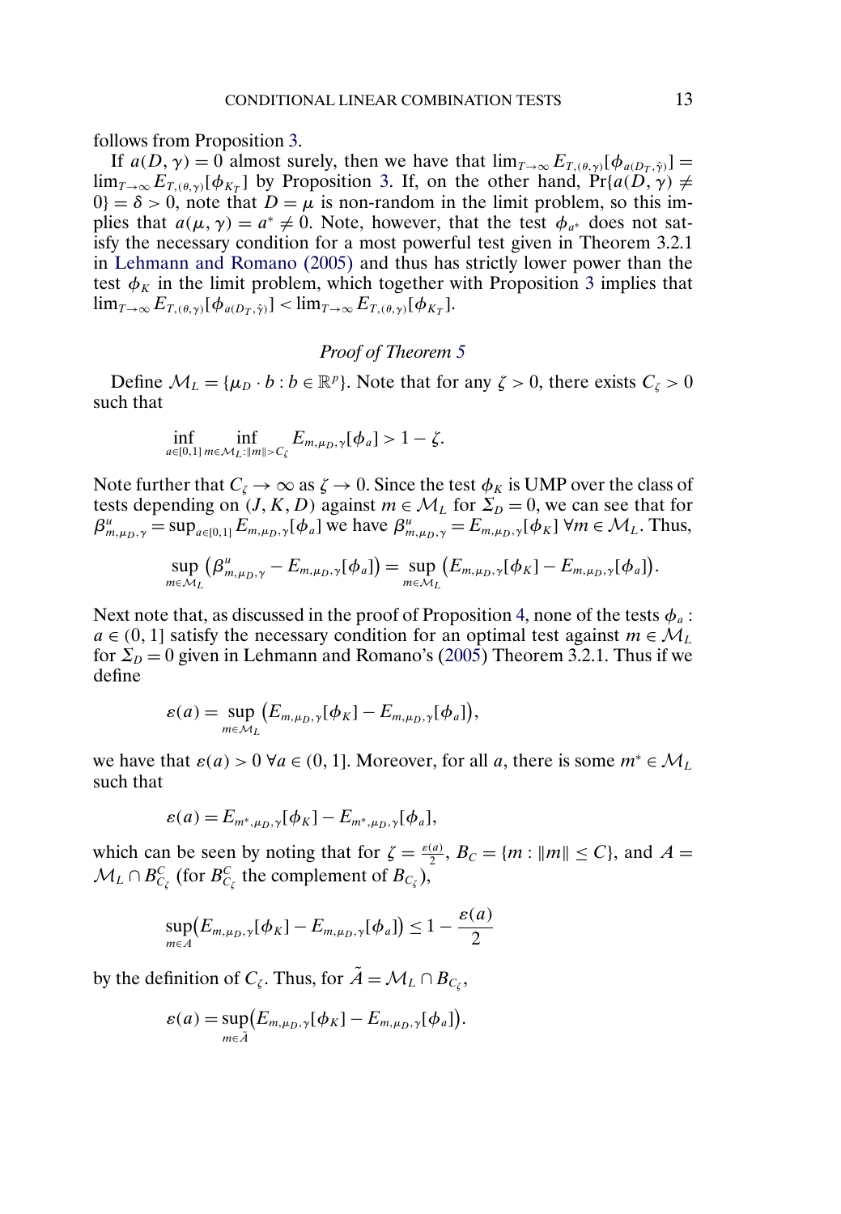follows from Proposition 3.

If $a(D,\gamma) = 0$ almost surely, then we have that $\lim_{T\to\infty} E_{T,(\theta,\gamma)}[\phi_{a(D_T,\hat{\gamma})}] = \lim_{T\to\infty} E_{T,(\theta,\gamma)}[\phi_{K_T}]$ by Proposition 3. If, on the other hand, $\Pr\{a(D,\gamma) \neq 0\} = \delta > 0$, note that $D = \mu$ is non-random in the limit problem, so this implies that $a(\mu,\gamma) = a^* \neq 0$. Note, however, that the test $\phi_{a^*}$ does not satisfy the necessary condition for a most powerful test given in Theorem 3.2.1 in Lehmann and Romano (2005) and thus has strictly lower power than the test $\phi_K$ in the limit problem, which together with Proposition 3 implies that $\lim_{T\to\infty} E_{T,(\theta,\gamma)}[\phi_{a(D_T,\hat{\gamma})}] < \lim_{T\to\infty} E_{T,(\theta,\gamma)}[\phi_{K_T}]$.

### *Proof of Theorem 5*

Define $\mathcal{M}_L = \{\mu_D \cdot b : b \in \mathbb{R}^p\}$. Note that for any $\zeta > 0$, there exists $C_\zeta > 0$ such that

$$\inf_{a\in[0,1]} \inf_{m\in\mathcal{M}_L:\|m\|>C_\zeta} E_{m,\mu_D,\gamma}[\phi_a] > 1 - \zeta.$$

Note further that $C_\zeta \to \infty$ as $\zeta \to 0$. Since the test $\phi_K$ is UMP over the class of tests depending on $(J, K, D)$ against $m \in \mathcal{M}_L$ for $\Sigma_D = 0$, we can see that for $\beta^u_{m,\mu_D,\gamma} = \sup_{a\in[0,1]} E_{m,\mu_D,\gamma}[\phi_a]$ we have $\beta^u_{m,\mu_D,\gamma} = E_{m,\mu_D,\gamma}[\phi_K]\ \forall m \in \mathcal{M}_L$. Thus,

$$\sup_{m\in\mathcal{M}_L} \big(\beta^u_{m,\mu_D,\gamma} - E_{m,\mu_D,\gamma}[\phi_a]\big) = \sup_{m\in\mathcal{M}_L} \big(E_{m,\mu_D,\gamma}[\phi_K] - E_{m,\mu_D,\gamma}[\phi_a]\big).$$

Next note that, as discussed in the proof of Proposition 4, none of the tests $\phi_a : a \in (0, 1]$ satisfy the necessary condition for an optimal test against $m \in \mathcal{M}_L$ for $\Sigma_D = 0$ given in Lehmann and Romano's (2005) Theorem 3.2.1. Thus if we define

$$\varepsilon(a) = \sup_{m\in\mathcal{M}_L} \big(E_{m,\mu_D,\gamma}[\phi_K] - E_{m,\mu_D,\gamma}[\phi_a]\big),$$

we have that $\varepsilon(a) > 0\ \forall a \in (0, 1]$. Moreover, for all $a$, there is some $m^* \in \mathcal{M}_L$ such that

$$\varepsilon(a) = E_{m^*,\mu_D,\gamma}[\phi_K] - E_{m^*,\mu_D,\gamma}[\phi_a],$$

which can be seen by noting that for $\zeta = \frac{\varepsilon(a)}{2}$, $B_C = \{m : \|m\| \leq C\}$, and $A = \mathcal{M}_L \cap B^C_{C_\zeta}$ (for $B^C_{C_\zeta}$ the complement of $B_{C_\zeta}$),

$$\sup_{m\in A} \big(E_{m,\mu_D,\gamma}[\phi_K] - E_{m,\mu_D,\gamma}[\phi_a]\big) \leq 1 - \frac{\varepsilon(a)}{2}$$

by the definition of $C_\zeta$. Thus, for $\tilde{A} = \mathcal{M}_L \cap B_{C_\zeta}$,

$$\varepsilon(a) = \sup_{m\in\tilde{A}} \big(E_{m,\mu_D,\gamma}[\phi_K] - E_{m,\mu_D,\gamma}[\phi_a]\big).$$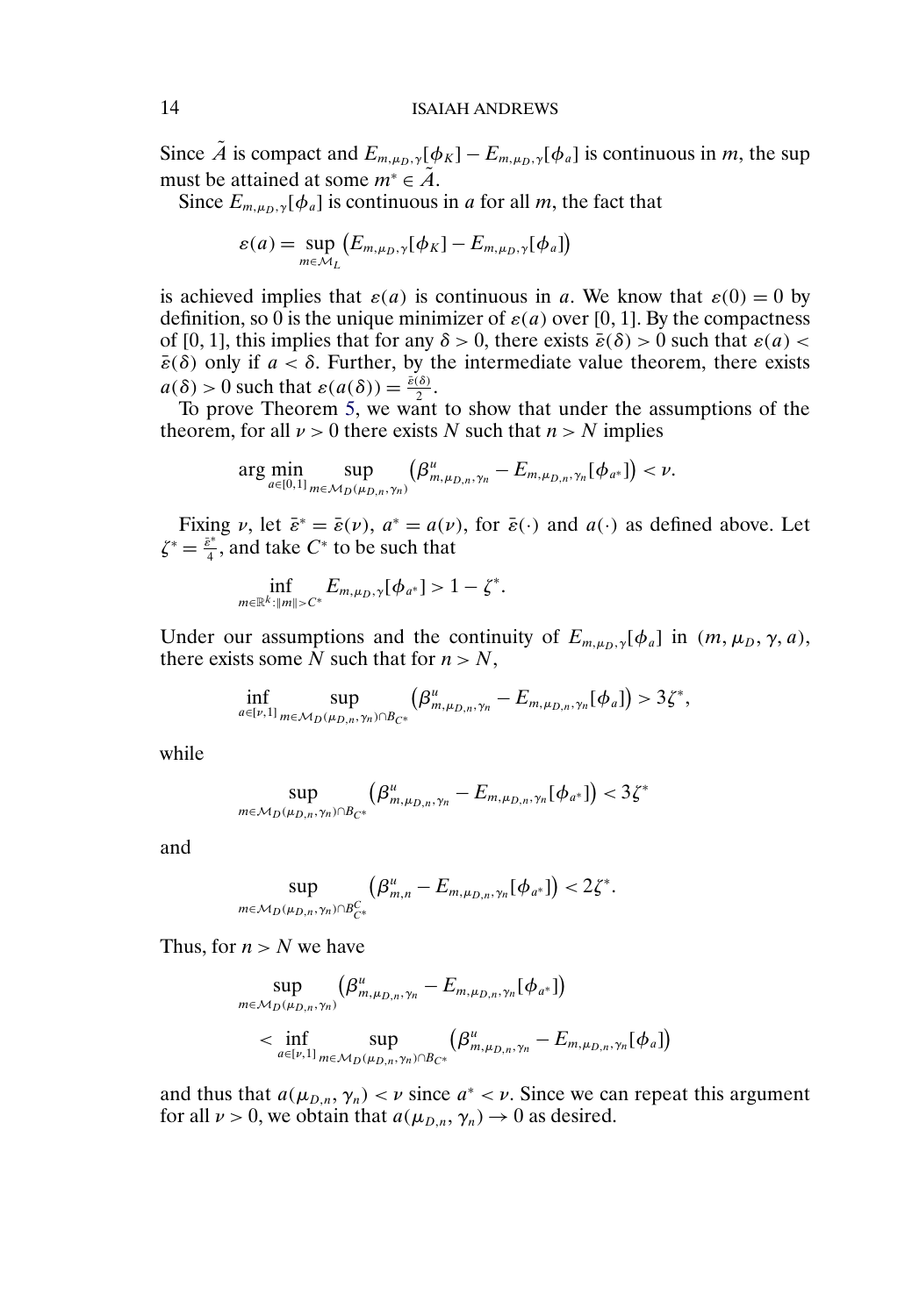Since $\tilde{A}$ is compact and $E_{m,\mu_D,\gamma}[\phi_K] - E_{m,\mu_D,\gamma}[\phi_a]$ is continuous in $m$, the sup must be attained at some $m^* \in \tilde{A}$.

Since $E_{m,\mu_D,\gamma}[\phi_a]$ is continuous in $a$ for all $m$, the fact that

$$\varepsilon(a) = \sup_{m \in \mathcal{M}_L} \left(E_{m,\mu_D,\gamma}[\phi_K] - E_{m,\mu_D,\gamma}[\phi_a]\right)$$

is achieved implies that $\varepsilon(a)$ is continuous in $a$. We know that $\varepsilon(0) = 0$ by definition, so 0 is the unique minimizer of $\varepsilon(a)$ over $[0, 1]$. By the compactness of $[0, 1]$, this implies that for any $\delta > 0$, there exists $\bar{\varepsilon}(\delta) > 0$ such that $\varepsilon(a) < \bar{\varepsilon}(\delta)$ only if $a < \delta$. Further, by the intermediate value theorem, there exists $a(\delta) > 0$ such that $\varepsilon(a(\delta)) = \frac{\bar{\varepsilon}(\delta)}{2}$.

To prove Theorem 5, we want to show that under the assumptions of the theorem, for all $\nu > 0$ there exists $N$ such that $n > N$ implies

$$\arg\min_{a \in [0,1]} \sup_{m \in \mathcal{M}_D(\mu_{D,n},\gamma_n)} \left(\beta^u_{m,\mu_{D,n},\gamma_n} - E_{m,\mu_{D,n},\gamma_n}[\phi_{a^*}]\right) < \nu.$$

Fixing $\nu$, let $\bar{\varepsilon}^* = \bar{\varepsilon}(\nu)$, $a^* = a(\nu)$, for $\bar{\varepsilon}(\cdot)$ and $a(\cdot)$ as defined above. Let $\zeta^* = \frac{\bar{\varepsilon}^*}{4}$, and take $C^*$ to be such that

$$\inf_{m \in \mathbb{R}^k : \|m\| > C^*} E_{m,\mu_D,\gamma}[\phi_{a^*}] > 1 - \zeta^*.$$

Under our assumptions and the continuity of $E_{m,\mu_D,\gamma}[\phi_a]$ in $(m, \mu_D, \gamma, a)$, there exists some $N$ such that for $n > N$,

$$\inf_{a \in [\nu,1]} \sup_{m \in \mathcal{M}_D(\mu_{D,n},\gamma_n) \cap B_{C^*}} \left(\beta^u_{m,\mu_{D,n},\gamma_n} - E_{m,\mu_{D,n},\gamma_n}[\phi_a]\right) > 3\zeta^*,$$

while

$$\sup_{m \in \mathcal{M}_D(\mu_{D,n},\gamma_n) \cap B_{C^*}} \left(\beta^u_{m,\mu_{D,n},\gamma_n} - E_{m,\mu_{D,n},\gamma_n}[\phi_{a^*}]\right) < 3\zeta^*$$

and

$$\sup_{m \in \mathcal{M}_D(\mu_{D,n},\gamma_n) \cap B^C_{C^*}} \left(\beta^u_{m,n} - E_{m,\mu_{D,n},\gamma_n}[\phi_{a^*}]\right) < 2\zeta^*.$$

Thus, for $n > N$ we have

$$\begin{aligned}
&\sup_{m \in \mathcal{M}_D(\mu_{D,n},\gamma_n)} \left(\beta^u_{m,\mu_{D,n},\gamma_n} - E_{m,\mu_{D,n},\gamma_n}[\phi_{a^*}]\right) \\
&\quad < \inf_{a \in [\nu,1]} \sup_{m \in \mathcal{M}_D(\mu_{D,n},\gamma_n) \cap B_{C^*}} \left(\beta^u_{m,\mu_{D,n},\gamma_n} - E_{m,\mu_{D,n},\gamma_n}[\phi_a]\right)
\end{aligned}$$

and thus that $a(\mu_{D,n}, \gamma_n) < \nu$ since $a^* < \nu$. Since we can repeat this argument for all $\nu > 0$, we obtain that $a(\mu_{D,n}, \gamma_n) \to 0$ as desired.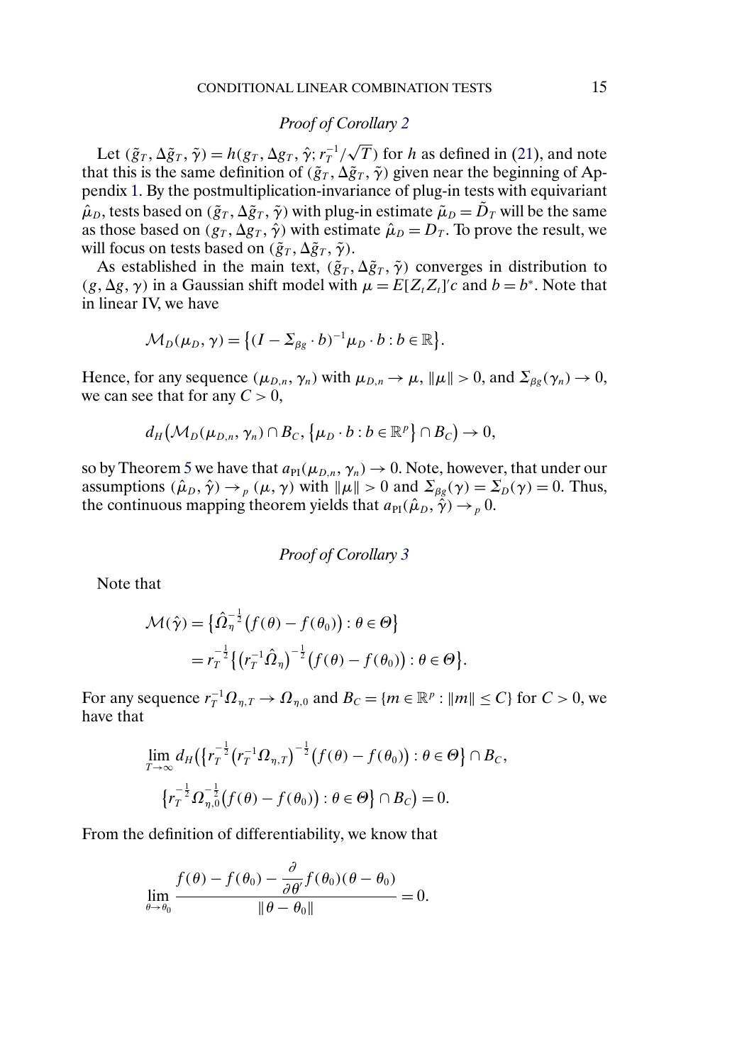### *Proof of Corollary 2*

Let $(\tilde{g}_T, \Delta\tilde{g}_T, \tilde{\gamma}) = h(g_T, \Delta g_T, \hat{\gamma}; r_T^{-1}/\sqrt{T})$ for $h$ as defined in (21), and note that this is the same definition of $(\tilde{g}_T, \Delta\tilde{g}_T, \tilde{\gamma})$ given near the beginning of Appendix 1. By the postmultiplication-invariance of plug-in tests with equivariant $\hat{\mu}_D$, tests based on $(\tilde{g}_T, \Delta\tilde{g}_T, \tilde{\gamma})$ with plug-in estimate $\tilde{\mu}_D = \tilde{D}_T$ will be the same as those based on $(g_T, \Delta g_T, \hat{\gamma})$ with estimate $\hat{\mu}_D = D_T$. To prove the result, we will focus on tests based on $(\tilde{g}_T, \Delta\tilde{g}_T, \tilde{\gamma})$.

As established in the main text, $(\tilde{g}_T, \Delta\tilde{g}_T, \tilde{\gamma})$ converges in distribution to $(g, \Delta g, \gamma)$ in a Gaussian shift model with $\mu = E[Z_t Z_t]'c$ and $b = b^*$. Note that in linear IV, we have

$$\mathcal{M}_D(\mu_D, \gamma) = \{(I - \Sigma_{\beta g} \cdot b)^{-1}\mu_D \cdot b : b \in \mathbb{R}\}.$$

Hence, for any sequence $(\mu_{D,n}, \gamma_n)$ with $\mu_{D,n} \to \mu$, $\|\mu\| > 0$, and $\Sigma_{\beta g}(\gamma_n) \to 0$, we can see that for any $C > 0$,

$$d_H\big(\mathcal{M}_D(\mu_{D,n}, \gamma_n) \cap B_C, \{\mu_D \cdot b : b \in \mathbb{R}^p\} \cap B_C\big) \to 0,$$

so by Theorem 5 we have that $a_{\mathrm{PI}}(\mu_{D,n}, \gamma_n) \to 0$. Note, however, that under our assumptions $(\hat{\mu}_D, \hat{\gamma}) \to_p (\mu, \gamma)$ with $\|\mu\| > 0$ and $\Sigma_{\beta g}(\gamma) = \Sigma_D(\gamma) = 0$. Thus, the continuous mapping theorem yields that $a_{\mathrm{PI}}(\hat{\mu}_D, \hat{\gamma}) \to_p 0$.

### *Proof of Corollary 3*

Note that

$$\begin{aligned}
\mathcal{M}(\hat{\gamma}) &= \big\{\hat{\Omega}_\eta^{-\frac{1}{2}}\big(f(\theta) - f(\theta_0)\big) : \theta \in \Theta\big\} \\
&= r_T^{-\frac{1}{2}}\big\{\big(r_T^{-1}\hat{\Omega}_\eta\big)^{-\frac{1}{2}}\big(f(\theta) - f(\theta_0)\big) : \theta \in \Theta\big\}.
\end{aligned}$$

For any sequence $r_T^{-1}\Omega_{\eta,T} \to \Omega_{\eta,0}$ and $B_C = \{m \in \mathbb{R}^p : \|m\| \le C\}$ for $C > 0$, we have that

$$\begin{aligned}
\lim_{T\to\infty} d_H\big(&\big\{r_T^{-\frac{1}{2}}\big(r_T^{-1}\Omega_{\eta,T}\big)^{-\frac{1}{2}}\big(f(\theta) - f(\theta_0)\big) : \theta \in \Theta\big\} \cap B_C, \\
&\big\{r_T^{-\frac{1}{2}}\Omega_{\eta,0}^{-\frac{1}{2}}\big(f(\theta) - f(\theta_0)\big) : \theta \in \Theta\big\} \cap B_C\big) = 0.
\end{aligned}$$

From the definition of differentiability, we know that

$$\lim_{\theta\to\theta_0} \frac{f(\theta) - f(\theta_0) - \dfrac{\partial}{\partial\theta'}f(\theta_0)(\theta - \theta_0)}{\|\theta - \theta_0\|} = 0.$$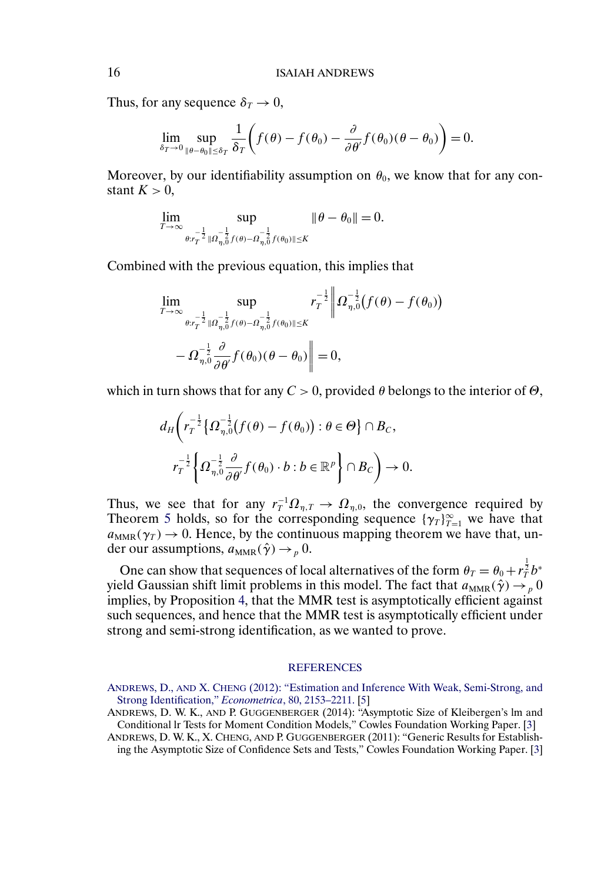Thus, for any sequence $\delta_T \to 0$,

$$\lim_{\delta_T \to 0} \sup_{\|\theta - \theta_0\| \le \delta_T} \frac{1}{\delta_T}\left(f(\theta) - f(\theta_0) - \frac{\partial}{\partial \theta'} f(\theta_0)(\theta - \theta_0)\right) = 0.$$

Moreover, by our identifiability assumption on $\theta_0$, we know that for any constant $K > 0$,

$$\lim_{T \to \infty} \sup_{\theta : r_T^{-\frac{1}{2}} \|\Omega_{\eta,0}^{-\frac{1}{2}} f(\theta) - \Omega_{\eta,0}^{-\frac{1}{2}} f(\theta_0)\| \le K} \|\theta - \theta_0\| = 0.$$

Combined with the previous equation, this implies that

$$\lim_{T \to \infty} \sup_{\theta : r_T^{-\frac{1}{2}} \|\Omega_{\eta,0}^{-\frac{1}{2}} f(\theta) - \Omega_{\eta,0}^{-\frac{1}{2}} f(\theta_0)\| \le K} r_T^{-\frac{1}{2}} \left\| \Omega_{\eta,0}^{-\frac{1}{2}}\big(f(\theta) - f(\theta_0)\big) - \Omega_{\eta,0}^{-\frac{1}{2}} \frac{\partial}{\partial \theta'} f(\theta_0)(\theta - \theta_0) \right\| = 0,$$

which in turn shows that for any $C > 0$, provided $\theta$ belongs to the interior of $\Theta$,

$$d_H\left( r_T^{-\frac{1}{2}} \left\{ \Omega_{\eta,0}^{-\frac{1}{2}}\big(f(\theta) - f(\theta_0)\big) : \theta \in \Theta \right\} \cap B_C, \; r_T^{-\frac{1}{2}} \left\{ \Omega_{\eta,0}^{-\frac{1}{2}} \frac{\partial}{\partial \theta'} f(\theta_0) \cdot b : b \in \mathbb{R}^p \right\} \cap B_C \right) \to 0.$$

Thus, we see that for any $r_T^{-1}\Omega_{\eta,T} \to \Omega_{\eta,0}$, the convergence required by Theorem 5 holds, so for the corresponding sequence $\{\gamma_T\}_{T=1}^{\infty}$ we have that $a_{\mathrm{MMR}}(\gamma_T) \to 0$. Hence, by the continuous mapping theorem we have that, under our assumptions, $a_{\mathrm{MMR}}(\hat{\gamma}) \to_p 0$.

One can show that sequences of local alternatives of the form $\theta_T = \theta_0 + r_T^{\frac{1}{2}} b^*$ yield Gaussian shift limit problems in this model. The fact that $a_{\mathrm{MMR}}(\hat{\gamma}) \to_p 0$ implies, by Proposition 4, that the MMR test is asymptotically efficient against such sequences, and hence that the MMR test is asymptotically efficient under strong and semi-strong identification, as we wanted to prove.

## REFERENCES

ANDREWS, D., AND X. CHENG (2012): "Estimation and Inference With Weak, Semi-Strong, and Strong Identification," *Econometrica*, 80, 2153–2211. [5]

ANDREWS, D. W. K., AND P. GUGGENBERGER (2014): "Asymptotic Size of Kleibergen's lm and Conditional lr Tests for Moment Condition Models," Cowles Foundation Working Paper. [3]

ANDREWS, D. W. K., X. CHENG, AND P. GUGGENBERGER (2011): "Generic Results for Establishing the Asymptotic Size of Confidence Sets and Tests," Cowles Foundation Working Paper. [3]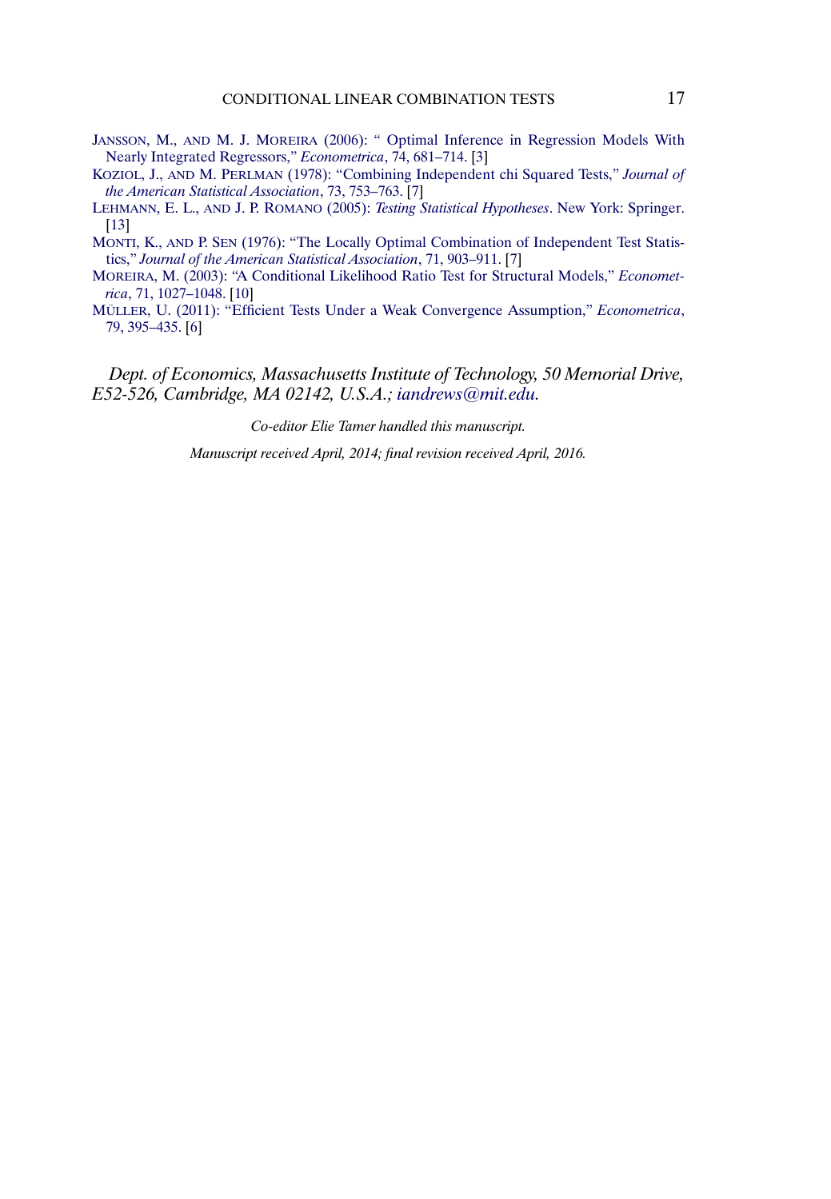Jansson, M., and M. J. Moreira (2006): " Optimal Inference in Regression Models With Nearly Integrated Regressors," *Econometrica*, 74, 681–714. [3]

Koziol, J., and M. Perlman (1978): "Combining Independent chi Squared Tests," *Journal of the American Statistical Association*, 73, 753–763. [7]

Lehmann, E. L., and J. P. Romano (2005): *Testing Statistical Hypotheses*. New York: Springer. [13]

Monti, K., and P. Sen (1976): "The Locally Optimal Combination of Independent Test Statistics," *Journal of the American Statistical Association*, 71, 903–911. [7]

Moreira, M. (2003): "A Conditional Likelihood Ratio Test for Structural Models," *Econometrica*, 71, 1027–1048. [10]

Müller, U. (2011): "Efficient Tests Under a Weak Convergence Assumption," *Econometrica*, 79, 395–435. [6]

*Dept. of Economics, Massachusetts Institute of Technology, 50 Memorial Drive, E52-526, Cambridge, MA 02142, U.S.A.; iandrews@mit.edu.*

*Co-editor Elie Tamer handled this manuscript.*

*Manuscript received April, 2014; final revision received April, 2016.*